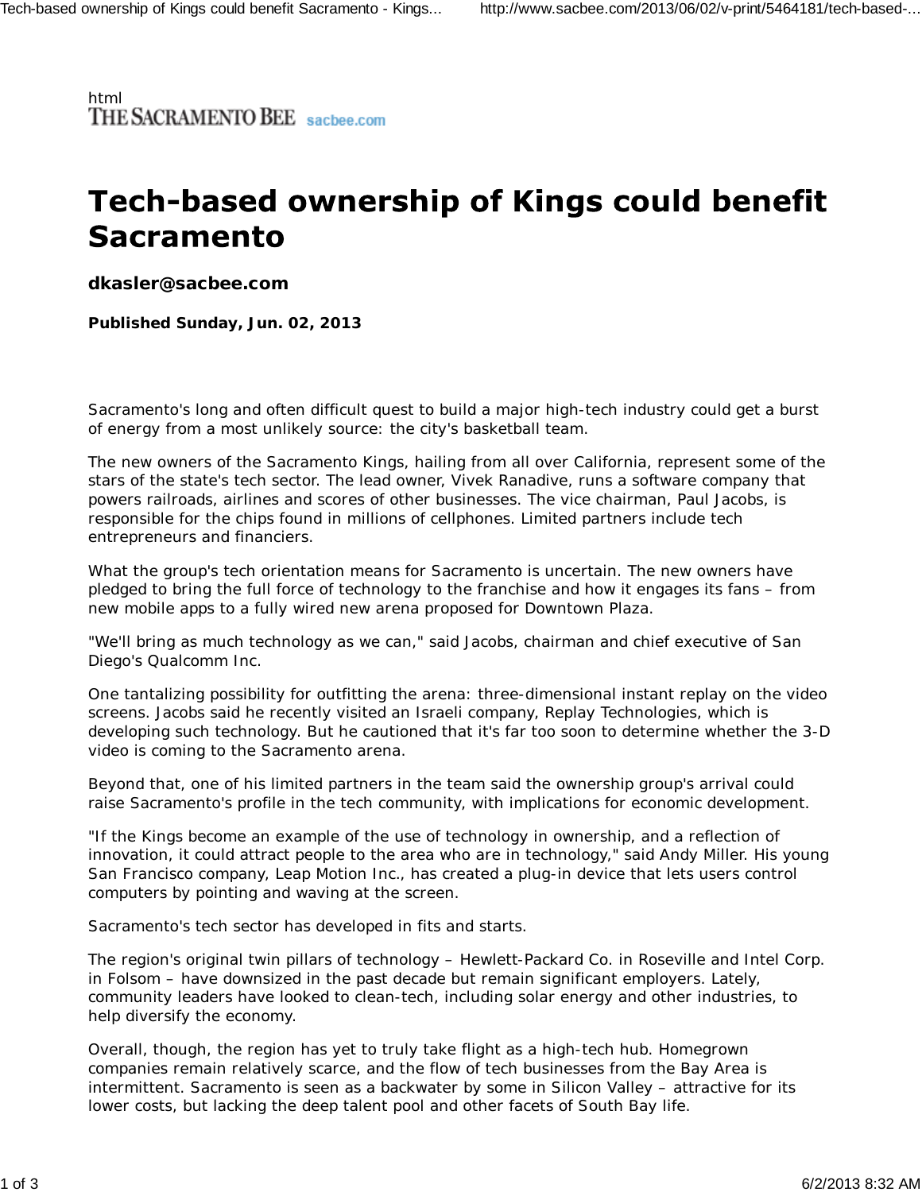html
THE SACRAMENTO BEE sacbee.com

# Tech-based ownership of Kings could benefit Sacramento

**dkasler@sacbee.com**

**Published Sunday, Jun. 02, 2013**

Sacramento's long and often difficult quest to build a major high-tech industry could get a burst of energy from a most unlikely source: the city's basketball team.

The new owners of the Sacramento Kings, hailing from all over California, represent some of the stars of the state's tech sector. The lead owner, Vivek Ranadive, runs a software company that powers railroads, airlines and scores of other businesses. The vice chairman, Paul Jacobs, is responsible for the chips found in millions of cellphones. Limited partners include tech entrepreneurs and financiers.

What the group's tech orientation means for Sacramento is uncertain. The new owners have pledged to bring the full force of technology to the franchise and how it engages its fans – from new mobile apps to a fully wired new arena proposed for Downtown Plaza.

"We'll bring as much technology as we can," said Jacobs, chairman and chief executive of San Diego's Qualcomm Inc.

One tantalizing possibility for outfitting the arena: three-dimensional instant replay on the video screens. Jacobs said he recently visited an Israeli company, Replay Technologies, which is developing such technology. But he cautioned that it's far too soon to determine whether the 3-D video is coming to the Sacramento arena.

Beyond that, one of his limited partners in the team said the ownership group's arrival could raise Sacramento's profile in the tech community, with implications for economic development.

"If the Kings become an example of the use of technology in ownership, and a reflection of innovation, it could attract people to the area who are in technology," said Andy Miller. His young San Francisco company, Leap Motion Inc., has created a plug-in device that lets users control computers by pointing and waving at the screen.

Sacramento's tech sector has developed in fits and starts.

The region's original twin pillars of technology – Hewlett-Packard Co. in Roseville and Intel Corp. in Folsom – have downsized in the past decade but remain significant employers. Lately, community leaders have looked to clean-tech, including solar energy and other industries, to help diversify the economy.

Overall, though, the region has yet to truly take flight as a high-tech hub. Homegrown companies remain relatively scarce, and the flow of tech businesses from the Bay Area is intermittent. Sacramento is seen as a backwater by some in Silicon Valley – attractive for its lower costs, but lacking the deep talent pool and other facets of South Bay life.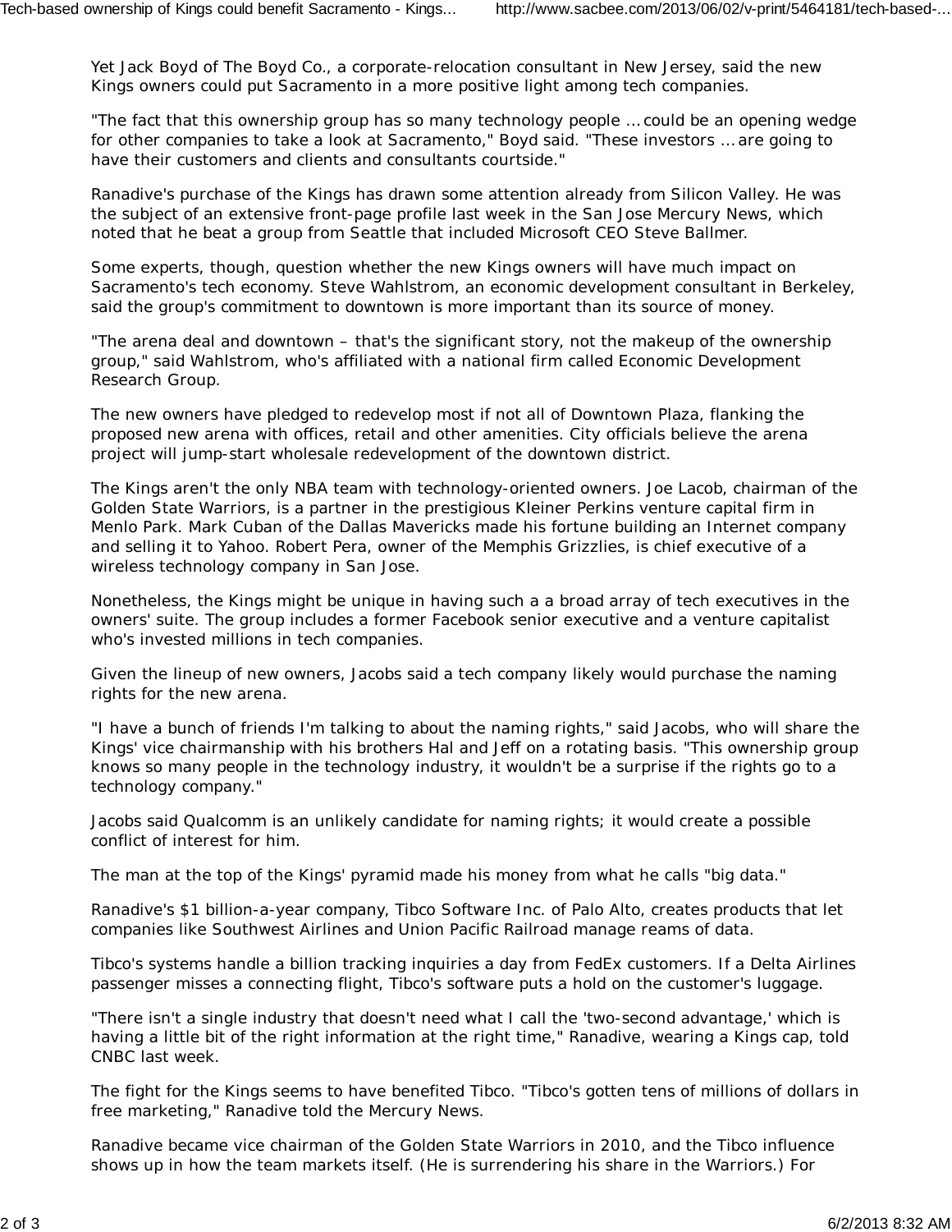Yet Jack Boyd of The Boyd Co., a corporate-relocation consultant in New Jersey, said the new Kings owners could put Sacramento in a more positive light among tech companies.

"The fact that this ownership group has so many technology people ... could be an opening wedge for other companies to take a look at Sacramento," Boyd said. "These investors ... are going to have their customers and clients and consultants courtside."

Ranadive's purchase of the Kings has drawn some attention already from Silicon Valley. He was the subject of an extensive front-page profile last week in the San Jose Mercury News, which noted that he beat a group from Seattle that included Microsoft CEO Steve Ballmer.

Some experts, though, question whether the new Kings owners will have much impact on Sacramento's tech economy. Steve Wahlstrom, an economic development consultant in Berkeley, said the group's commitment to downtown is more important than its source of money.

"The arena deal and downtown – that's the significant story, not the makeup of the ownership group," said Wahlstrom, who's affiliated with a national firm called Economic Development Research Group.

The new owners have pledged to redevelop most if not all of Downtown Plaza, flanking the proposed new arena with offices, retail and other amenities. City officials believe the arena project will jump-start wholesale redevelopment of the downtown district.

The Kings aren't the only NBA team with technology-oriented owners. Joe Lacob, chairman of the Golden State Warriors, is a partner in the prestigious Kleiner Perkins venture capital firm in Menlo Park. Mark Cuban of the Dallas Mavericks made his fortune building an Internet company and selling it to Yahoo. Robert Pera, owner of the Memphis Grizzlies, is chief executive of a wireless technology company in San Jose.

Nonetheless, the Kings might be unique in having such a a broad array of tech executives in the owners' suite. The group includes a former Facebook senior executive and a venture capitalist who's invested millions in tech companies.

Given the lineup of new owners, Jacobs said a tech company likely would purchase the naming rights for the new arena.

"I have a bunch of friends I'm talking to about the naming rights," said Jacobs, who will share the Kings' vice chairmanship with his brothers Hal and Jeff on a rotating basis. "This ownership group knows so many people in the technology industry, it wouldn't be a surprise if the rights go to a technology company."

Jacobs said Qualcomm is an unlikely candidate for naming rights; it would create a possible conflict of interest for him.

The man at the top of the Kings' pyramid made his money from what he calls "big data."

Ranadive's $1 billion-a-year company, Tibco Software Inc. of Palo Alto, creates products that let companies like Southwest Airlines and Union Pacific Railroad manage reams of data.

Tibco's systems handle a billion tracking inquiries a day from FedEx customers. If a Delta Airlines passenger misses a connecting flight, Tibco's software puts a hold on the customer's luggage.

"There isn't a single industry that doesn't need what I call the 'two-second advantage,' which is having a little bit of the right information at the right time," Ranadive, wearing a Kings cap, told CNBC last week.

The fight for the Kings seems to have benefited Tibco. "Tibco's gotten tens of millions of dollars in free marketing," Ranadive told the Mercury News.

Ranadive became vice chairman of the Golden State Warriors in 2010, and the Tibco influence shows up in how the team markets itself. (He is surrendering his share in the Warriors.) For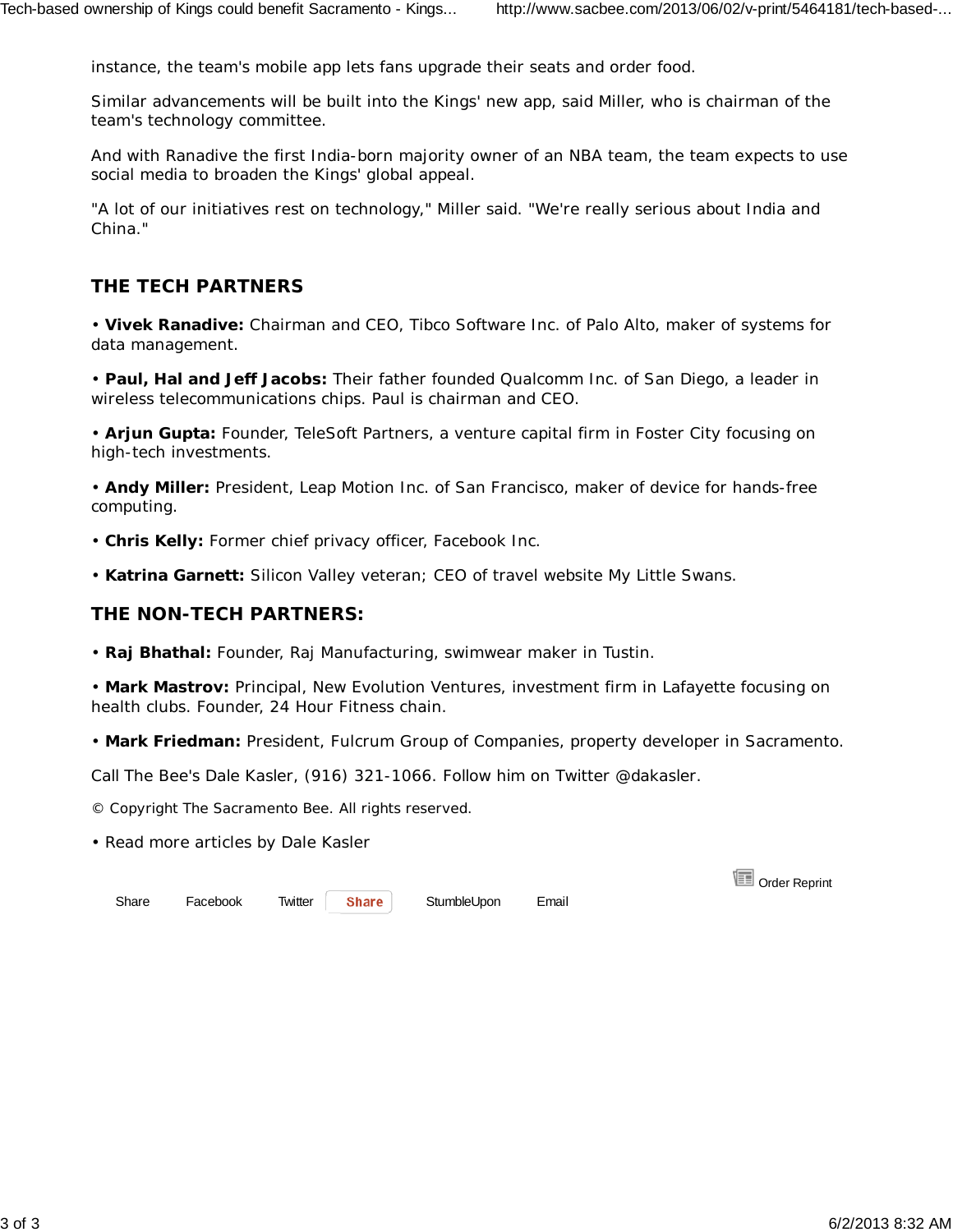instance, the team's mobile app lets fans upgrade their seats and order food.

Similar advancements will be built into the Kings' new app, said Miller, who is chairman of the team's technology committee.

And with Ranadive the first India-born majority owner of an NBA team, the team expects to use social media to broaden the Kings' global appeal.

"A lot of our initiatives rest on technology," Miller said. "We're really serious about India and China."

## THE TECH PARTNERS

• **Vivek Ranadive:** Chairman and CEO, Tibco Software Inc. of Palo Alto, maker of systems for data management.

• **Paul, Hal and Jeff Jacobs:** Their father founded Qualcomm Inc. of San Diego, a leader in wireless telecommunications chips. Paul is chairman and CEO.

• **Arjun Gupta:** Founder, TeleSoft Partners, a venture capital firm in Foster City focusing on high-tech investments.

• **Andy Miller:** President, Leap Motion Inc. of San Francisco, maker of device for hands-free computing.

• **Chris Kelly:** Former chief privacy officer, Facebook Inc.

• **Katrina Garnett:** Silicon Valley veteran; CEO of travel website My Little Swans.

## THE NON-TECH PARTNERS:

• **Raj Bhathal:** Founder, Raj Manufacturing, swimwear maker in Tustin.

• **Mark Mastrov:** Principal, New Evolution Ventures, investment firm in Lafayette focusing on health clubs. Founder, 24 Hour Fitness chain.

• **Mark Friedman:** President, Fulcrum Group of Companies, property developer in Sacramento.

Call The Bee's Dale Kasler, (916) 321-1066. Follow him on Twitter @dakasler.

© Copyright The Sacramento Bee. All rights reserved.

• Read more articles by Dale Kasler

Order Reprint

Share Facebook Twitter Share StumbleUpon Email